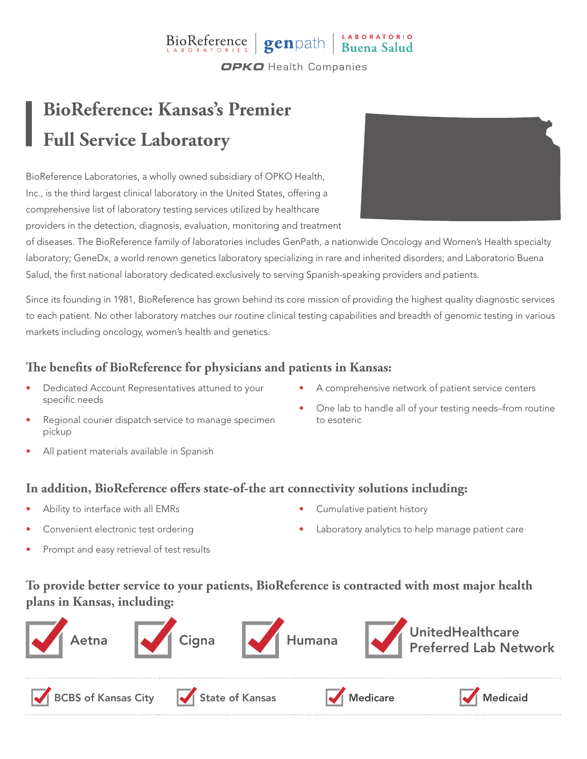BioReference LABORATORIES | genpath | LABORATORIO Buena Salud

OPKO Health Companies

# BioReference: Kansas's Premier Full Service Laboratory

BioReference Laboratories, a wholly owned subsidiary of OPKO Health, Inc., is the third largest clinical laboratory in the United States, offering a comprehensive list of laboratory testing services utilized by healthcare providers in the detection, diagnosis, evaluation, monitoring and treatment of diseases. The BioReference family of laboratories includes GenPath, a nationwide Oncology and Women's Health specialty laboratory; GeneDx, a world renown genetics laboratory specializing in rare and inherited disorders; and Laboratorio Buena Salud, the first national laboratory dedicated exclusively to serving Spanish-speaking providers and patients.

Since its founding in 1981, BioReference has grown behind its core mission of providing the highest quality diagnostic services to each patient. No other laboratory matches our routine clinical testing capabilities and breadth of genomic testing in various markets including oncology, women's health and genetics.

## The benefits of BioReference for physicians and patients in Kansas:

- Dedicated Account Representatives attuned to your specific needs
- Regional courier dispatch service to manage specimen pickup
- All patient materials available in Spanish
- A comprehensive network of patient service centers
- One lab to handle all of your testing needs–from routine to esoteric

## In addition, BioReference offers state-of-the art connectivity solutions including:

- Ability to interface with all EMRs
- Convenient electronic test ordering
- Prompt and easy retrieval of test results
- Cumulative patient history
- Laboratory analytics to help manage patient care

## To provide better service to your patients, BioReference is contracted with most major health plans in Kansas, including:

- ✓ Aetna
- ✓ Cigna
- ✓ Humana
- ✓ UnitedHealthcare Preferred Lab Network
- ✓ BCBS of Kansas City
- ✓ State of Kansas
- ✓ Medicare
- ✓ Medicaid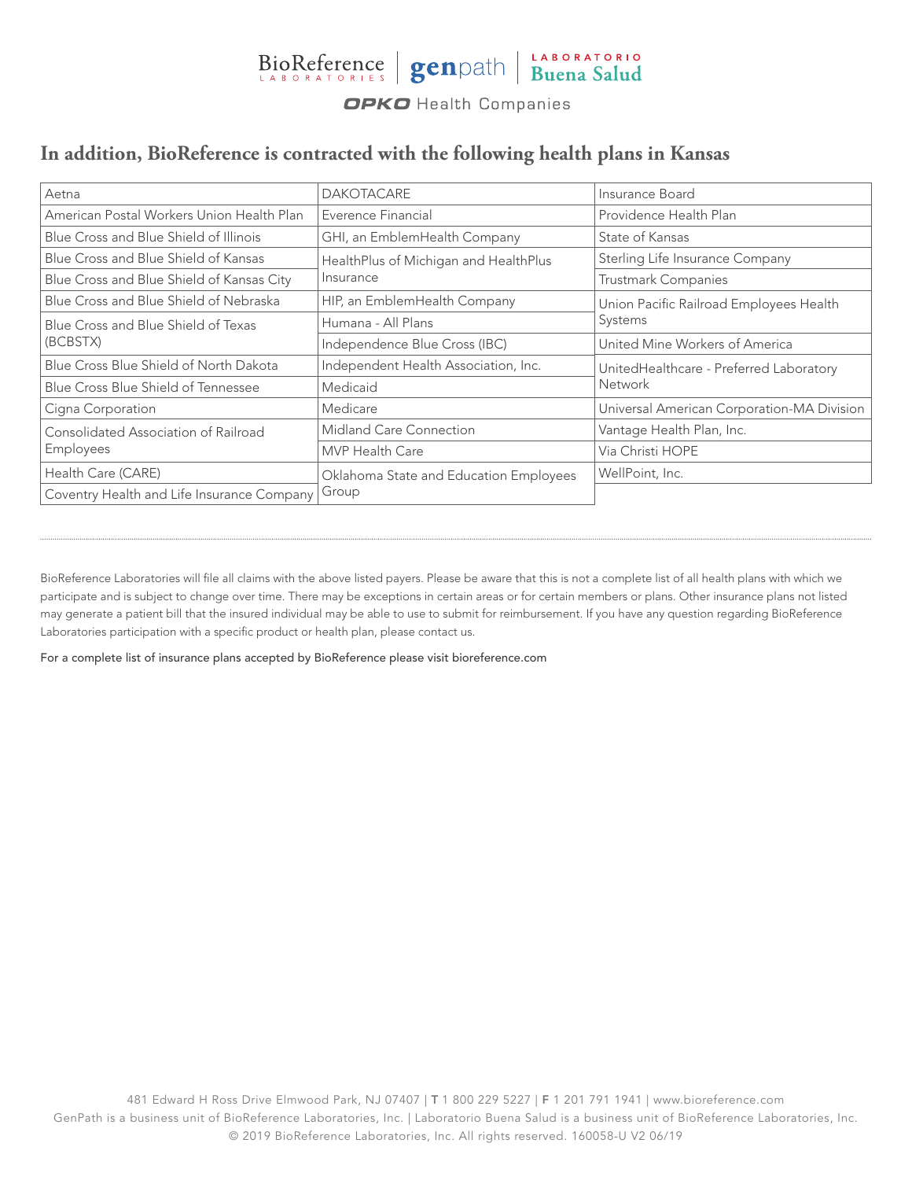BioReference LABORATORIES | genpath | LABORATORIO Buena Salud

OPKO Health Companies

## In addition, BioReference is contracted with the following health plans in Kansas

| | | |
|---|---|---|
| Aetna | DAKOTACARE | Insurance Board |
| American Postal Workers Union Health Plan | Everence Financial | Providence Health Plan |
| Blue Cross and Blue Shield of Illinois | GHI, an EmblemHealth Company | State of Kansas |
| Blue Cross and Blue Shield of Kansas | HealthPlus of Michigan and HealthPlus Insurance | Sterling Life Insurance Company |
| Blue Cross and Blue Shield of Kansas City | | Trustmark Companies |
| Blue Cross and Blue Shield of Nebraska | HIP, an EmblemHealth Company | Union Pacific Railroad Employees Health Systems |
| Blue Cross and Blue Shield of Texas (BCBSTX) | Humana - All Plans | |
| | Independence Blue Cross (IBC) | United Mine Workers of America |
| Blue Cross Blue Shield of North Dakota | Independent Health Association, Inc. | UnitedHealthcare - Preferred Laboratory Network |
| Blue Cross Blue Shield of Tennessee | Medicaid | |
| Cigna Corporation | Medicare | Universal American Corporation-MA Division |
| Consolidated Association of Railroad Employees | Midland Care Connection | Vantage Health Plan, Inc. |
| | MVP Health Care | Via Christi HOPE |
| Health Care (CARE) | Oklahoma State and Education Employees Group | WellPoint, Inc. |
| Coventry Health and Life Insurance Company | | |

BioReference Laboratories will file all claims with the above listed payers. Please be aware that this is not a complete list of all health plans with which we participate and is subject to change over time. There may be exceptions in certain areas or for certain members or plans. Other insurance plans not listed may generate a patient bill that the insured individual may be able to use to submit for reimbursement. If you have any question regarding BioReference Laboratories participation with a specific product or health plan, please contact us.

For a complete list of insurance plans accepted by BioReference please visit bioreference.com

481 Edward H Ross Drive Elmwood Park, NJ 07407 | **T** 1 800 229 5227 | **F** 1 201 791 1941 | www.bioreference.com
GenPath is a business unit of BioReference Laboratories, Inc. | Laboratorio Buena Salud is a business unit of BioReference Laboratories, Inc.
© 2019 BioReference Laboratories, Inc. All rights reserved. 160058-U V2 06/19